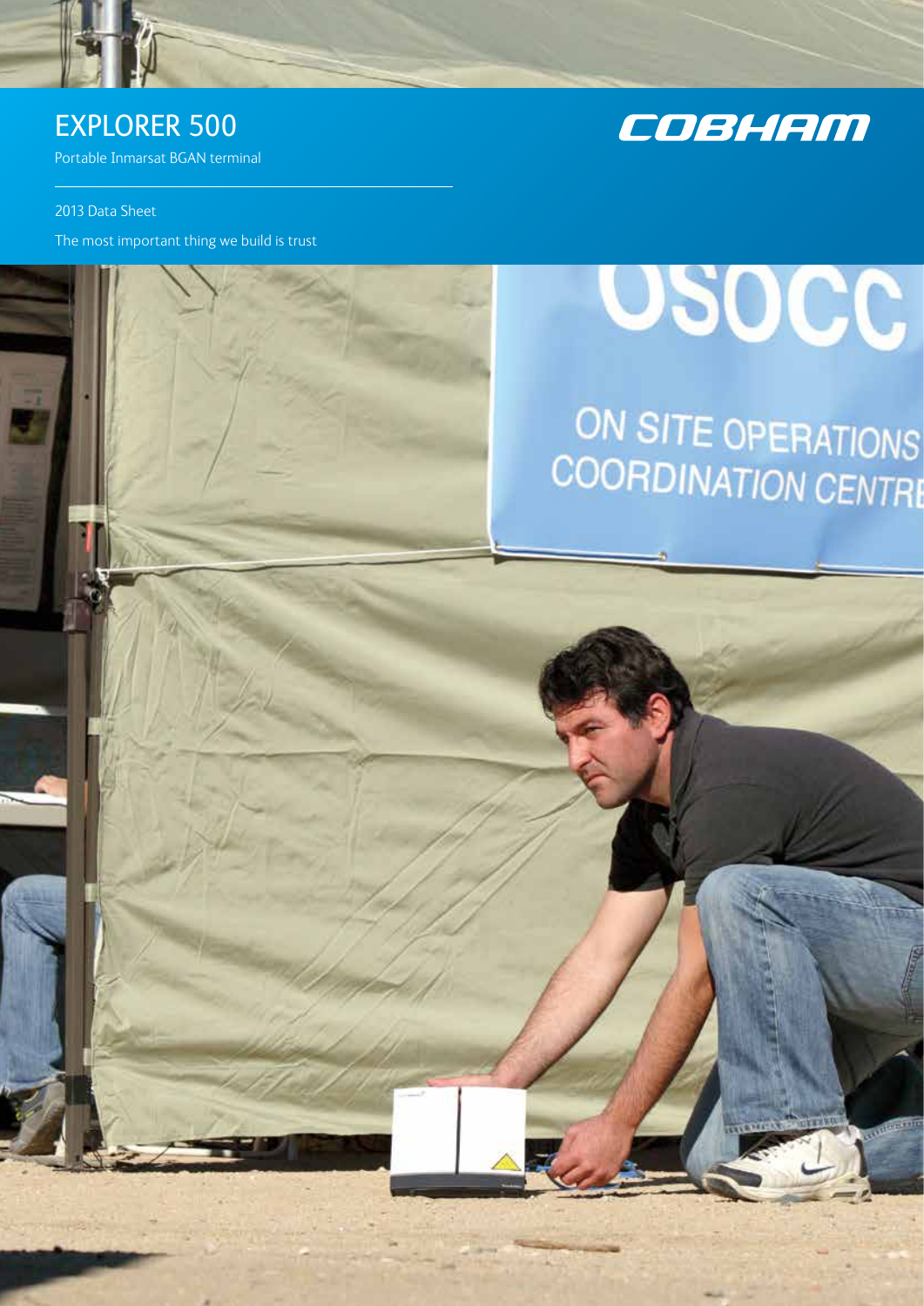# EXPLORER 500

Portable Inmarsat BGAN terminal

COBHAM

2013 Data Sheet

The most important thing we build is trust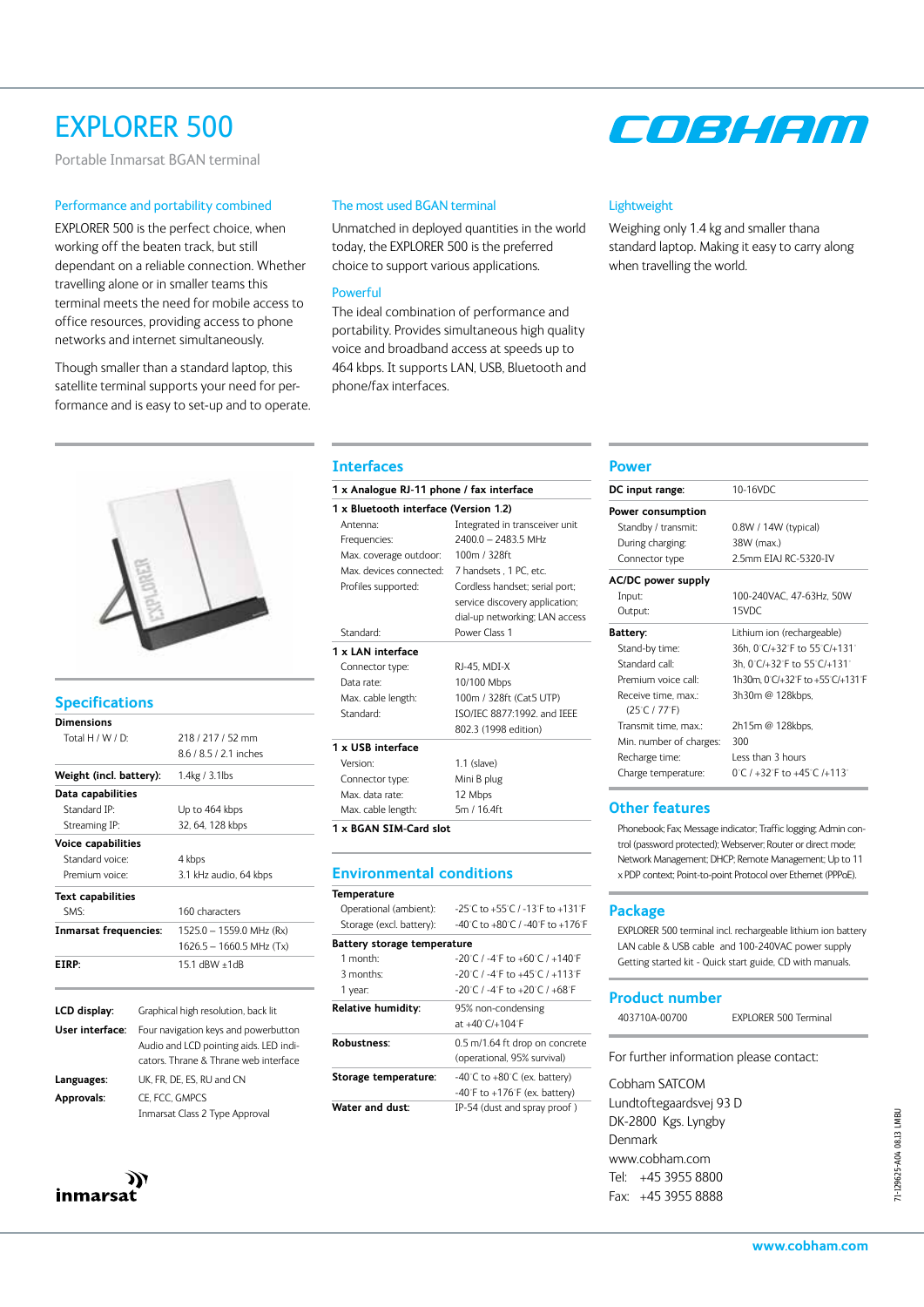# EXPLORER 500

Portable Inmarsat BGAN terminal

COBHAM

### Performance and portability combined

EXPLORER 500 is the perfect choice, when working off the beaten track, but still dependant on a reliable connection. Whether travelling alone or in smaller teams this terminal meets the need for mobile access to office resources, providing access to phone networks and internet simultaneously.

Though smaller than a standard laptop, this satellite terminal supports your need for performance and is easy to set-up and to operate.

### The most used BGAN terminal

Unmatched in deployed quantities in the world today, the EXPLORER 500 is the preferred choice to support various applications.

### Powerful

The ideal combination of performance and portability. Provides simultaneous high quality voice and broadband access at speeds up to 464 kbps. It supports LAN, USB, Bluetooth and phone/fax interfaces.

### Lightweight

Weighing only 1.4 kg and smaller thana standard laptop. Making it easy to carry along when travelling the world.

## Specifications

| | |
|---|---|
| **Dimensions** | |
| Total H / W / D: | 218 / 217 / 52 mm<br>8.6 / 8.5 / 2.1 inches |
| **Weight (incl. battery):** | 1.4kg / 3.1lbs |
| **Data capabilities** | |
| Standard IP: | Up to 464 kbps |
| Streaming IP: | 32, 64, 128 kbps |
| **Voice capabilities** | |
| Standard voice: | 4 kbps |
| Premium voice: | 3.1 kHz audio, 64 kbps |
| **Text capabilities** | |
| SMS: | 160 characters |
| **Inmarsat frequencies:** | 1525.0 – 1559.0 MHz (Rx)<br>1626.5 – 1660.5 MHz (Tx) |
| **EIRP:** | 15.1 dBW ±1dB |

| | |
|---|---|
| **LCD display:** | Graphical high resolution, back lit |
| **User interface:** | Four navigation keys and powerbutton Audio and LCD pointing aids. LED indicators. Thrane & Thrane web interface |
| **Languages:** | UK, FR, DE, ES, RU and CN |
| **Approvals:** | CE, FCC, GMPCS<br>Inmarsat Class 2 Type Approval |

inmarsat

## Interfaces

| | |
|---|---|
| **1 x Analogue RJ-11 phone / fax interface** | |
| **1 x Bluetooth interface (Version 1.2)** | |
| Antenna: | Integrated in transceiver unit |
| Frequencies: | 2400.0 – 2483.5 MHz |
| Max. coverage outdoor: | 100m / 328ft |
| Max. devices connected: | 7 handsets , 1 PC, etc. |
| Profiles supported: | Cordless handset; serial port; service discovery application; dial-up networking; LAN access |
| Standard: | Power Class 1 |
| **1 x LAN interface** | |
| Connector type: | RJ-45, MDI-X |
| Data rate: | 10/100 Mbps |
| Max. cable length: | 100m / 328ft (Cat5 UTP) |
| Standard: | ISO/IEC 8877:1992. and IEEE 802.3 (1998 edition) |
| **1 x USB interface** | |
| Version: | 1.1 (slave) |
| Connector type: | Mini B plug |
| Max. data rate: | 12 Mbps |
| Max. cable length: | 5m / 16.4ft |
| **1 x BGAN SIM-Card slot** | |

## Environmental conditions

| | |
|---|---|
| **Temperature** | |
| Operational (ambient): | -25°C to +55°C / -13°F to +131°F |
| Storage (excl. battery): | -40°C to +80°C / -40°F to +176°F |
| **Battery storage temperature** | |
| 1 month: | -20°C / -4°F to +60°C / +140°F |
| 3 months: | -20°C / -4°F to +45°C / +113°F |
| 1 year: | -20°C / -4°F to +20°C / +68°F |
| **Relative humidity:** | 95% non-condensing at +40°C/+104°F |
| **Robustness:** | 0.5 m/1.64 ft drop on concrete (operational, 95% survival) |
| **Storage temperature:** | -40°C to +80°C (ex. battery)<br>-40°F to +176°F (ex. battery) |
| **Water and dust:** | IP-54 (dust and spray proof ) |

## Power

| | |
|---|---|
| **DC input range:** | 10-16VDC |
| **Power consumption** | |
| Standby / transmit: | 0.8W / 14W (typical) |
| During charging: | 38W (max.) |
| Connector type | 2.5mm EIAJ RC-5320-IV |
| **AC/DC power supply** | |
| Input: | 100-240VAC, 47-63Hz, 50W |
| Output: | 15VDC |
| **Battery:** | Lithium ion (rechargeable) |
| Stand-by time: | 36h, 0°C/+32°F to 55°C/+131° |
| Standard call: | 3h, 0°C/+32°F to 55°C/+131° |
| Premium voice call: | 1h30m, 0°C/+32°F to +55°C/+131°F |
| Receive time, max.: (25°C / 77°F) | 3h30m @ 128kbps, |
| Transmit time, max.: | 2h15m @ 128kbps, |
| Min. number of charges: | 300 |
| Recharge time: | Less than 3 hours |
| Charge temperature: | 0°C / +32°F to +45°C /+113° |

## Other features

Phonebook; Fax; Message indicator; Traffic logging; Admin control (password protected); Webserver; Router or direct mode; Network Management; DHCP; Remote Management; Up to 11 x PDP context; Point-to-point Protocol over Ethernet (PPPoE).

## Package

EXPLORER 500 terminal incl. rechargeable lithium ion battery LAN cable & USB cable and 100-240VAC power supply Getting started kit - Quick start guide, CD with manuals.

## Product number

| | |
|---|---|
| 403710A-00700 | EXPLORER 500 Terminal |

For further information please contact:

Cobham SATCOM
Lundtoftegaardsvej 93 D
DK-2800 Kgs. Lyngby
Denmark
www.cobham.com
Tel: +45 3955 8800
Fax: +45 3955 8888

71-129625-A04 08.13 LMBU

www.cobham.com